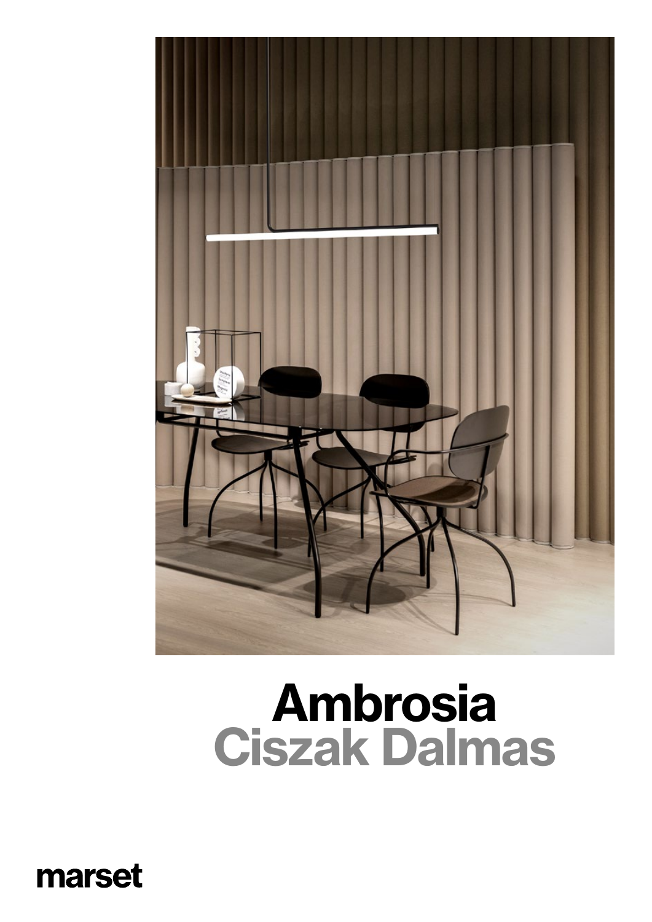# Ambrosia
## Ciszak Dalmas

marset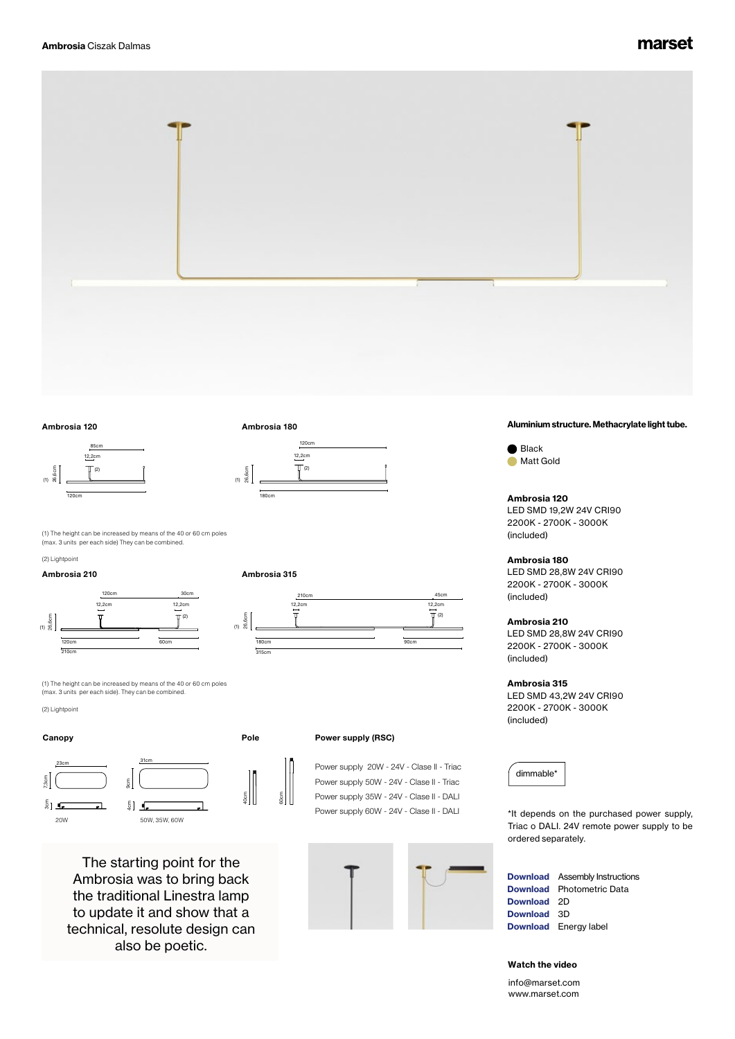**Ambrosia** Ciszak Dalmas

## Ambrosia 120

85cm
12,2cm
(2)
(1) 26,6cm
120cm

## Ambrosia 180

120cm
12,2cm
(2)
(1) 26,6cm
180cm

(1) The height can be increased by means of the 40 or 60 cm poles (max. 3 units per each side) They can be combined.

(2) Lightpoint

## Ambrosia 210

120cm
30cm
12,2cm
12,2cm
(2)
(1) 26,6cm
120cm
60cm
210cm

## Ambrosia 315

210cm
45cm
12,2cm
12,2cm
(2)
(1) 26,6cm
180cm
90cm
315cm

(1) The height can be increased by means of the 40 or 60 cm poles (max. 3 units per each side). They can be combined.

(2) Lightpoint

## Canopy

23cm
7,3cm
3cm
20W

31cm
9cm
4cm
50W, 35W, 60W

## Pole

40cm
60cm

## Power supply (RSC)

Power supply 20W - 24V - Clase II - Triac
Power supply 50W - 24V - Clase II - Triac
Power supply 35W - 24V - Clase II - DALI
Power supply 60W - 24V - Clase II - DALI

The starting point for the Ambrosia was to bring back the traditional Linestra lamp to update it and show that a technical, resolute design can also be poetic.

**Aluminium structure. Methacrylate light tube.**

- Black
- Matt Gold

**Ambrosia 120**
LED SMD 19,2W 24V CRI90
2200K - 2700K - 3000K
(included)

**Ambrosia 180**
LED SMD 28,8W 24V CRI90
2200K - 2700K - 3000K
(included)

**Ambrosia 210**
LED SMD 28,8W 24V CRI90
2200K - 2700K - 3000K
(included)

**Ambrosia 315**
LED SMD 43,2W 24V CRI90
2200K - 2700K - 3000K
(included)

dimmable*

*It depends on the purchased power supply, Triac o DALI. 24V remote power supply to be ordered separately.

**Download** Assembly Instructions
**Download** Photometric Data
**Download** 2D
**Download** 3D
**Download** Energy label

**Watch the video**

info@marset.com
www.marset.com